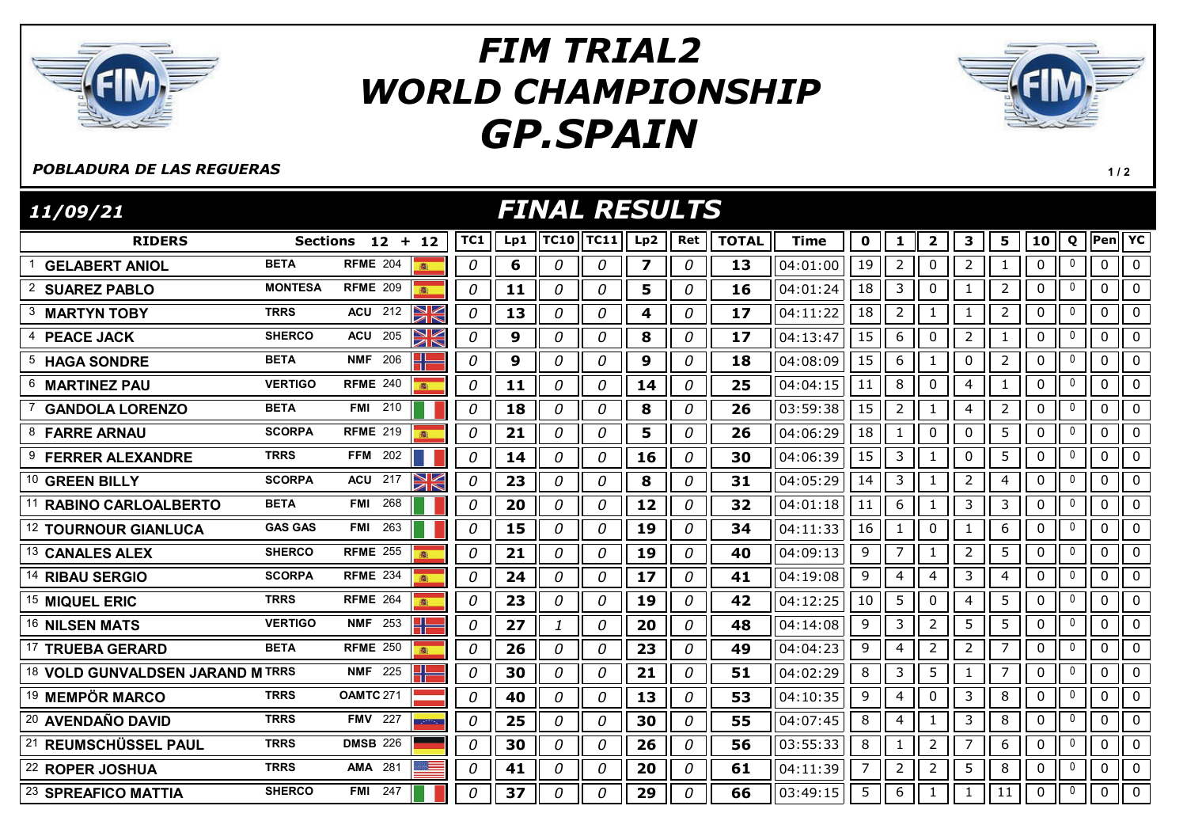# FIM TRIAL2 WORLD CHAMPIONSHIP GP.SPAIN

*POBLADURA DE LAS REGUERAS*

## *11/09/21* — *FINAL RESULTS*

| | RIDERS | | Sections 12 + 12 | | TC1 | Lp1 | TC10 | TC11 | Lp2 | Ret | TOTAL | Time | 0 | 1 | 2 | 3 | 5 | 10 | Q | Pen | YC |
|---|---|---|---|---|---|---|---|---|---|---|---|---|---|---|---|---|---|---|---|---|---|
| 1 | GELABERT ANIOL | BETA | RFME | 204 | 0 | 6 | 0 | 0 | 7 | 0 | 13 | 04:01:00 | 19 | 2 | 0 | 2 | 1 | 0 | 0 | 0 | 0 |
| 2 | SUAREZ PABLO | MONTESA | RFME | 209 | 0 | 11 | 0 | 0 | 5 | 0 | 16 | 04:01:24 | 18 | 3 | 0 | 1 | 2 | 0 | 0 | 0 | 0 |
| 3 | MARTYN TOBY | TRRS | ACU | 212 | 0 | 13 | 0 | 0 | 4 | 0 | 17 | 04:11:22 | 18 | 2 | 1 | 1 | 2 | 0 | 0 | 0 | 0 |
| 4 | PEACE JACK | SHERCO | ACU | 205 | 0 | 9 | 0 | 0 | 8 | 0 | 17 | 04:13:47 | 15 | 6 | 0 | 2 | 1 | 0 | 0 | 0 | 0 |
| 5 | HAGA SONDRE | BETA | NMF | 206 | 0 | 9 | 0 | 0 | 9 | 0 | 18 | 04:08:09 | 15 | 6 | 1 | 0 | 2 | 0 | 0 | 0 | 0 |
| 6 | MARTINEZ PAU | VERTIGO | RFME | 240 | 0 | 11 | 0 | 0 | 14 | 0 | 25 | 04:04:15 | 11 | 8 | 0 | 4 | 1 | 0 | 0 | 0 | 0 |
| 7 | GANDOLA LORENZO | BETA | FMI | 210 | 0 | 18 | 0 | 0 | 8 | 0 | 26 | 03:59:38 | 15 | 2 | 1 | 4 | 2 | 0 | 0 | 0 | 0 |
| 8 | FARRE ARNAU | SCORPA | RFME | 219 | 0 | 21 | 0 | 0 | 5 | 0 | 26 | 04:06:29 | 18 | 1 | 0 | 0 | 5 | 0 | 0 | 0 | 0 |
| 9 | FERRER ALEXANDRE | TRRS | FFM | 202 | 0 | 14 | 0 | 0 | 16 | 0 | 30 | 04:06:39 | 15 | 3 | 1 | 0 | 5 | 0 | 0 | 0 | 0 |
| 10 | GREEN BILLY | SCORPA | ACU | 217 | 0 | 23 | 0 | 0 | 8 | 0 | 31 | 04:05:29 | 14 | 3 | 1 | 2 | 4 | 0 | 0 | 0 | 0 |
| 11 | RABINO CARLOALBERTO | BETA | FMI | 268 | 0 | 20 | 0 | 0 | 12 | 0 | 32 | 04:01:18 | 11 | 6 | 1 | 3 | 3 | 0 | 0 | 0 | 0 |
| 12 | TOURNOUR GIANLUCA | GAS GAS | FMI | 263 | 0 | 15 | 0 | 0 | 19 | 0 | 34 | 04:11:33 | 16 | 1 | 0 | 1 | 6 | 0 | 0 | 0 | 0 |
| 13 | CANALES ALEX | SHERCO | RFME | 255 | 0 | 21 | 0 | 0 | 19 | 0 | 40 | 04:09:13 | 9 | 7 | 1 | 2 | 5 | 0 | 0 | 0 | 0 |
| 14 | RIBAU SERGIO | SCORPA | RFME | 234 | 0 | 24 | 0 | 0 | 17 | 0 | 41 | 04:19:08 | 9 | 4 | 4 | 3 | 4 | 0 | 0 | 0 | 0 |
| 15 | MIQUEL ERIC | TRRS | RFME | 264 | 0 | 23 | 0 | 0 | 19 | 0 | 42 | 04:12:25 | 10 | 5 | 0 | 4 | 5 | 0 | 0 | 0 | 0 |
| 16 | NILSEN MATS | VERTIGO | NMF | 253 | 0 | 27 | 1 | 0 | 20 | 0 | 48 | 04:14:08 | 9 | 3 | 2 | 5 | 5 | 0 | 0 | 0 | 0 |
| 17 | TRUEBA GERARD | BETA | RFME | 250 | 0 | 26 | 0 | 0 | 23 | 0 | 49 | 04:04:23 | 9 | 4 | 2 | 2 | 7 | 0 | 0 | 0 | 0 |
| 18 | VOLD GUNVALDSEN JARAND M | TRRS | NMF | 225 | 0 | 30 | 0 | 0 | 21 | 0 | 51 | 04:02:29 | 8 | 3 | 5 | 1 | 7 | 0 | 0 | 0 | 0 |
| 19 | MEMPÖR MARCO | TRRS | OAMTC | 271 | 0 | 40 | 0 | 0 | 13 | 0 | 53 | 04:10:35 | 9 | 4 | 0 | 3 | 8 | 0 | 0 | 0 | 0 |
| 20 | AVENDAÑO DAVID | TRRS | FMV | 227 | 0 | 25 | 0 | 0 | 30 | 0 | 55 | 04:07:45 | 8 | 4 | 1 | 3 | 8 | 0 | 0 | 0 | 0 |
| 21 | REUMSCHÜSSEL PAUL | TRRS | DMSB | 226 | 0 | 30 | 0 | 0 | 26 | 0 | 56 | 03:55:33 | 8 | 1 | 2 | 7 | 6 | 0 | 0 | 0 | 0 |
| 22 | ROPER JOSHUA | TRRS | AMA | 281 | 0 | 41 | 0 | 0 | 20 | 0 | 61 | 04:11:39 | 7 | 2 | 2 | 5 | 8 | 0 | 0 | 0 | 0 |
| 23 | SPREAFICO MATTIA | SHERCO | FMI | 247 | 0 | 37 | 0 | 0 | 29 | 0 | 66 | 03:49:15 | 5 | 6 | 1 | 1 | 11 | 0 | 0 | 0 | 0 |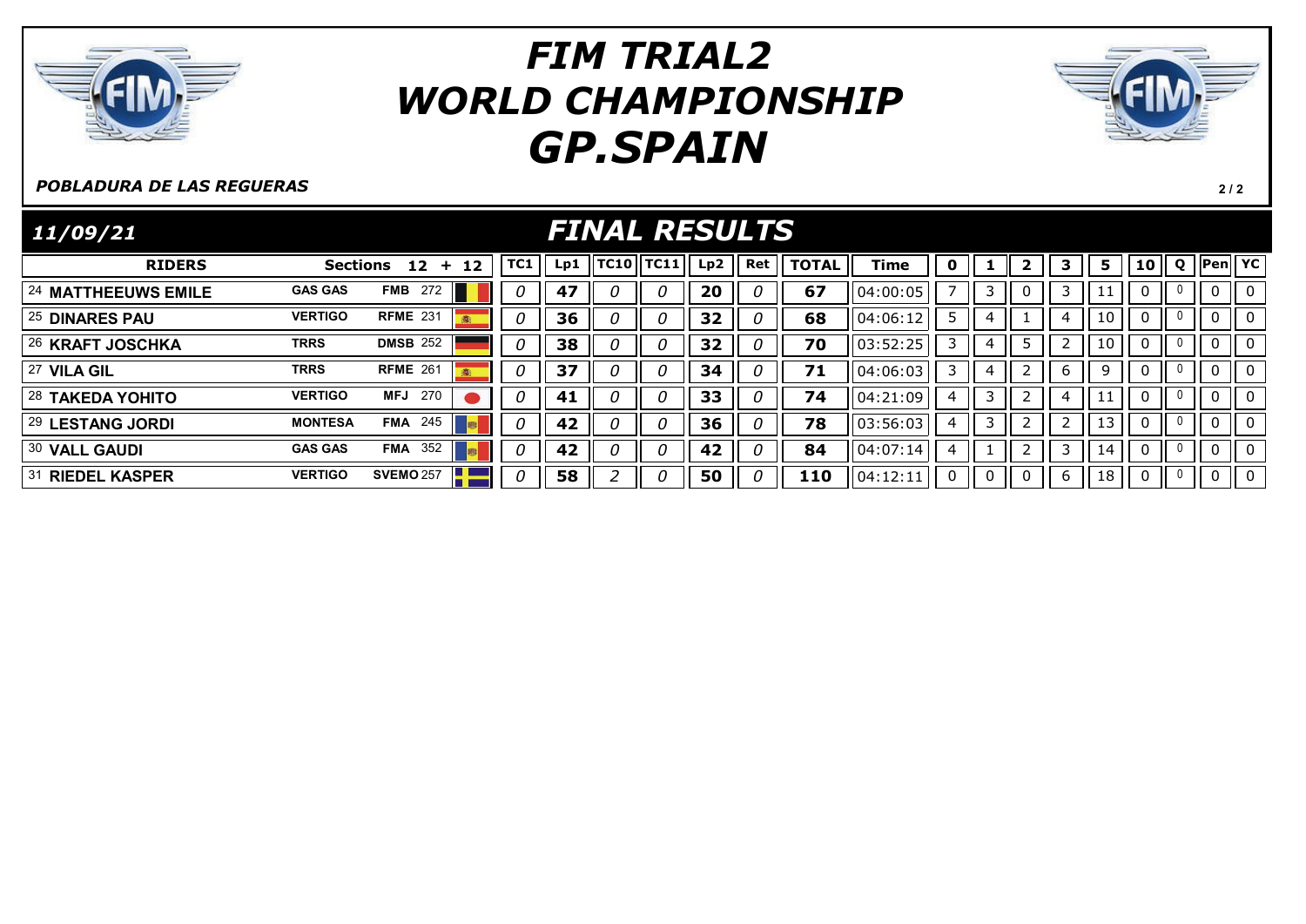# FIM TRIAL2 WORLD CHAMPIONSHIP GP.SPAIN

*POBLADURA DE LAS REGUERAS*

## 11/09/21 — FINAL RESULTS

| RIDERS | Sections 12 + 12 | | | TC1 | Lp1 | TC10 | TC11 | Lp2 | Ret | TOTAL | Time | 0 | 1 | 2 | 3 | 5 | 10 | Q | Pen | YC |
|---|---|---|---|---|---|---|---|---|---|---|---|---|---|---|---|---|---|---|---|---|
| 24 MATTHEEUWS EMILE | GAS GAS | FMB | 272 | 0 | 47 | 0 | 0 | 20 | 0 | 67 | 04:00:05 | 7 | 3 | 0 | 3 | 11 | 0 | 0 | 0 | 0 |
| 25 DINARES PAU | VERTIGO | RFME | 231 | 0 | 36 | 0 | 0 | 32 | 0 | 68 | 04:06:12 | 5 | 4 | 1 | 4 | 10 | 0 | 0 | 0 | 0 |
| 26 KRAFT JOSCHKA | TRRS | DMSB | 252 | 0 | 38 | 0 | 0 | 32 | 0 | 70 | 03:52:25 | 3 | 4 | 5 | 2 | 10 | 0 | 0 | 0 | 0 |
| 27 VILA GIL | TRRS | RFME | 261 | 0 | 37 | 0 | 0 | 34 | 0 | 71 | 04:06:03 | 3 | 4 | 2 | 6 | 9 | 0 | 0 | 0 | 0 |
| 28 TAKEDA YOHITO | VERTIGO | MFJ | 270 | 0 | 41 | 0 | 0 | 33 | 0 | 74 | 04:21:09 | 4 | 3 | 2 | 4 | 11 | 0 | 0 | 0 | 0 |
| 29 LESTANG JORDI | MONTESA | FMA | 245 | 0 | 42 | 0 | 0 | 36 | 0 | 78 | 03:56:03 | 4 | 3 | 2 | 2 | 13 | 0 | 0 | 0 | 0 |
| 30 VALL GAUDI | GAS GAS | FMA | 352 | 0 | 42 | 0 | 0 | 42 | 0 | 84 | 04:07:14 | 4 | 1 | 2 | 3 | 14 | 0 | 0 | 0 | 0 |
| 31 RIEDEL KASPER | VERTIGO | SVEMO | 257 | 0 | 58 | 2 | 0 | 50 | 0 | 110 | 04:12:11 | 0 | 0 | 0 | 6 | 18 | 0 | 0 | 0 | 0 |